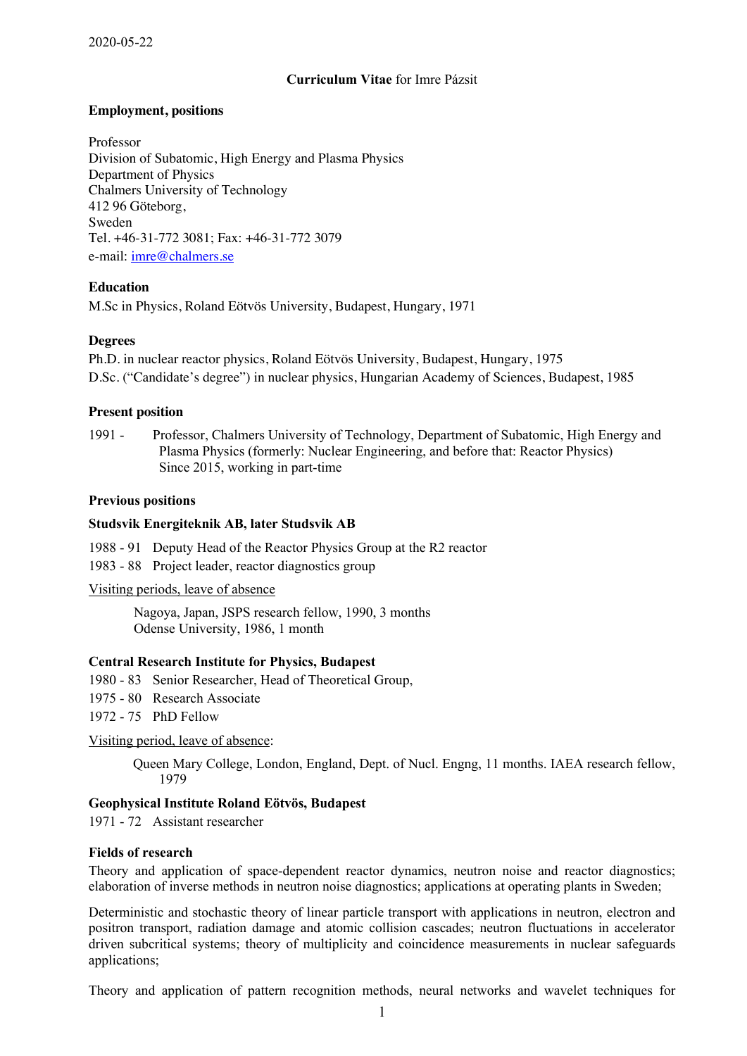2020-05-22

**Curriculum Vitae** for Imre Pázsit

**Employment, positions**

Professor
Division of Subatomic, High Energy and Plasma Physics
Department of Physics
Chalmers University of Technology
412 96 Göteborg,
Sweden
Tel. +46-31-772 3081; Fax: +46-31-772 3079
e-mail: imre@chalmers.se

**Education**

M.Sc in Physics, Roland Eötvös University, Budapest, Hungary, 1971

**Degrees**

Ph.D. in nuclear reactor physics, Roland Eötvös University, Budapest, Hungary, 1975
D.Sc. ("Candidate's degree") in nuclear physics, Hungarian Academy of Sciences, Budapest, 1985

**Present position**

1991 - Professor, Chalmers University of Technology, Department of Subatomic, High Energy and Plasma Physics (formerly: Nuclear Engineering, and before that: Reactor Physics)
Since 2015, working in part-time

**Previous positions**

**Studsvik Energiteknik AB, later Studsvik AB**

1988 - 91 Deputy Head of the Reactor Physics Group at the R2 reactor
1983 - 88 Project leader, reactor diagnostics group

Visiting periods, leave of absence

Nagoya, Japan, JSPS research fellow, 1990, 3 months
Odense University, 1986, 1 month

**Central Research Institute for Physics, Budapest**

1980 - 83 Senior Researcher, Head of Theoretical Group,
1975 - 80 Research Associate
1972 - 75 PhD Fellow

Visiting period, leave of absence:

Queen Mary College, London, England, Dept. of Nucl. Engng, 11 months. IAEA research fellow, 1979

**Geophysical Institute Roland Eötvös, Budapest**

1971 - 72 Assistant researcher

**Fields of research**

Theory and application of space-dependent reactor dynamics, neutron noise and reactor diagnostics; elaboration of inverse methods in neutron noise diagnostics; applications at operating plants in Sweden;

Deterministic and stochastic theory of linear particle transport with applications in neutron, electron and positron transport, radiation damage and atomic collision cascades; neutron fluctuations in accelerator driven subcritical systems; theory of multiplicity and coincidence measurements in nuclear safeguards applications;

Theory and application of pattern recognition methods, neural networks and wavelet techniques for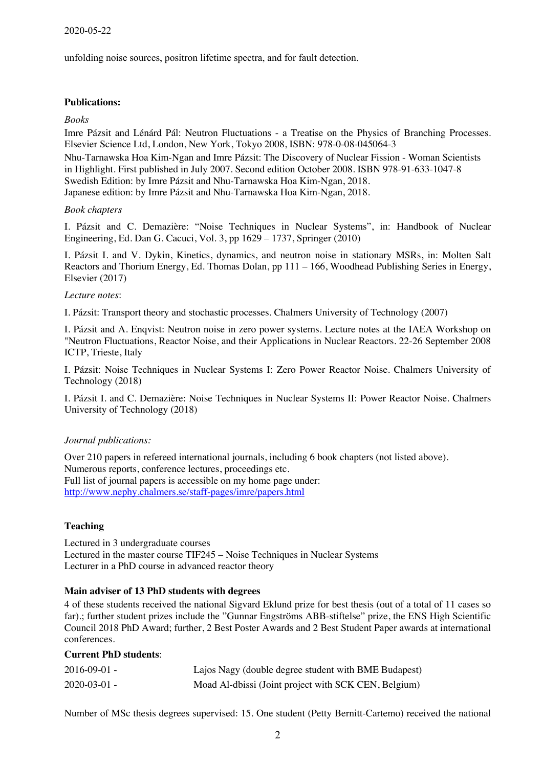unfolding noise sources, positron lifetime spectra, and for fault detection.

**Publications:**

*Books*

Imre Pázsit and Lénárd Pál: Neutron Fluctuations - a Treatise on the Physics of Branching Processes. Elsevier Science Ltd, London, New York, Tokyo 2008, ISBN: 978-0-08-045064-3

Nhu-Tarnawska Hoa Kim-Ngan and Imre Pázsit: The Discovery of Nuclear Fission - Woman Scientists in Highlight. First published in July 2007. Second edition October 2008. ISBN 978-91-633-1047-8
Swedish Edition: by Imre Pázsit and Nhu-Tarnawska Hoa Kim-Ngan, 2018.
Japanese edition: by Imre Pázsit and Nhu-Tarnawska Hoa Kim-Ngan, 2018.

*Book chapters*

I. Pázsit and C. Demazière: "Noise Techniques in Nuclear Systems", in: Handbook of Nuclear Engineering, Ed. Dan G. Cacuci, Vol. 3, pp 1629 – 1737, Springer (2010)

I. Pázsit I. and V. Dykin, Kinetics, dynamics, and neutron noise in stationary MSRs, in: Molten Salt Reactors and Thorium Energy, Ed. Thomas Dolan, pp 111 – 166, Woodhead Publishing Series in Energy, Elsevier (2017)

*Lecture notes*:

I. Pázsit: Transport theory and stochastic processes. Chalmers University of Technology (2007)

I. Pázsit and A. Enqvist: Neutron noise in zero power systems. Lecture notes at the IAEA Workshop on "Neutron Fluctuations, Reactor Noise, and their Applications in Nuclear Reactors. 22-26 September 2008 ICTP, Trieste, Italy

I. Pázsit: Noise Techniques in Nuclear Systems I: Zero Power Reactor Noise. Chalmers University of Technology (2018)

I. Pázsit I. and C. Demazière: Noise Techniques in Nuclear Systems II: Power Reactor Noise. Chalmers University of Technology (2018)

*Journal publications:*

Over 210 papers in refereed international journals, including 6 book chapters (not listed above).
Numerous reports, conference lectures, proceedings etc.
Full list of journal papers is accessible on my home page under:
http://www.nephy.chalmers.se/staff-pages/imre/papers.html

**Teaching**

Lectured in 3 undergraduate courses
Lectured in the master course TIF245 – Noise Techniques in Nuclear Systems
Lecturer in a PhD course in advanced reactor theory

**Main adviser of 13 PhD students with degrees**

4 of these students received the national Sigvard Eklund prize for best thesis (out of a total of 11 cases so far).; further student prizes include the "Gunnar Engströms ABB-stiftelse" prize, the ENS High Scientific Council 2018 PhD Award; further, 2 Best Poster Awards and 2 Best Student Paper awards at international conferences.

**Current PhD students**:

| | |
|---|---|
| 2016-09-01 - | Lajos Nagy (double degree student with BME Budapest) |
| 2020-03-01 - | Moad Al-dbissi (Joint project with SCK CEN, Belgium) |

Number of MSc thesis degrees supervised: 15. One student (Petty Bernitt-Cartemo) received the national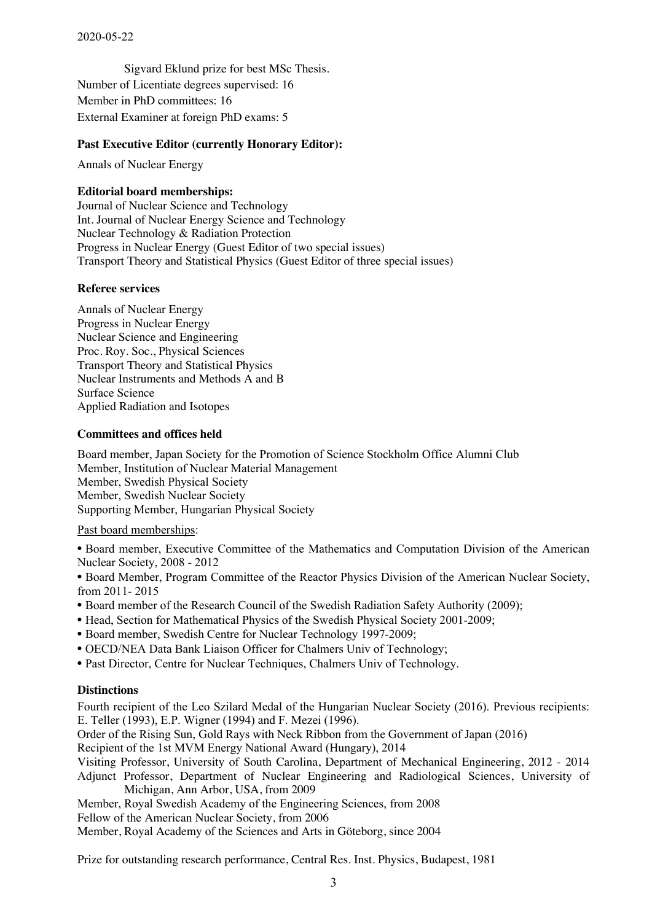Sigvard Eklund prize for best MSc Thesis.

Number of Licentiate degrees supervised: 16

Member in PhD committees: 16

External Examiner at foreign PhD exams: 5

**Past Executive Editor (currently Honorary Editor):**

Annals of Nuclear Energy

**Editorial board memberships:**

Journal of Nuclear Science and Technology
Int. Journal of Nuclear Energy Science and Technology
Nuclear Technology & Radiation Protection
Progress in Nuclear Energy (Guest Editor of two special issues)
Transport Theory and Statistical Physics (Guest Editor of three special issues)

**Referee services**

Annals of Nuclear Energy
Progress in Nuclear Energy
Nuclear Science and Engineering
Proc. Roy. Soc., Physical Sciences
Transport Theory and Statistical Physics
Nuclear Instruments and Methods A and B
Surface Science
Applied Radiation and Isotopes

**Committees and offices held**

Board member, Japan Society for the Promotion of Science Stockholm Office Alumni Club
Member, Institution of Nuclear Material Management
Member, Swedish Physical Society
Member, Swedish Nuclear Society
Supporting Member, Hungarian Physical Society

Past board memberships:

- Board member, Executive Committee of the Mathematics and Computation Division of the American Nuclear Society, 2008 - 2012
- Board Member, Program Committee of the Reactor Physics Division of the American Nuclear Society, from 2011- 2015
- Board member of the Research Council of the Swedish Radiation Safety Authority (2009);
- Head, Section for Mathematical Physics of the Swedish Physical Society 2001-2009;
- Board member, Swedish Centre for Nuclear Technology 1997-2009;
- OECD/NEA Data Bank Liaison Officer for Chalmers Univ of Technology;
- Past Director, Centre for Nuclear Techniques, Chalmers Univ of Technology.

**Distinctions**

Fourth recipient of the Leo Szilard Medal of the Hungarian Nuclear Society (2016). Previous recipients: E. Teller (1993), E.P. Wigner (1994) and F. Mezei (1996).

Order of the Rising Sun, Gold Rays with Neck Ribbon from the Government of Japan (2016)

Recipient of the 1st MVM Energy National Award (Hungary), 2014

Visiting Professor, University of South Carolina, Department of Mechanical Engineering, 2012 - 2014

Adjunct Professor, Department of Nuclear Engineering and Radiological Sciences, University of Michigan, Ann Arbor, USA, from 2009

Member, Royal Swedish Academy of the Engineering Sciences, from 2008

Fellow of the American Nuclear Society, from 2006

Member, Royal Academy of the Sciences and Arts in Göteborg, since 2004

Prize for outstanding research performance, Central Res. Inst. Physics, Budapest, 1981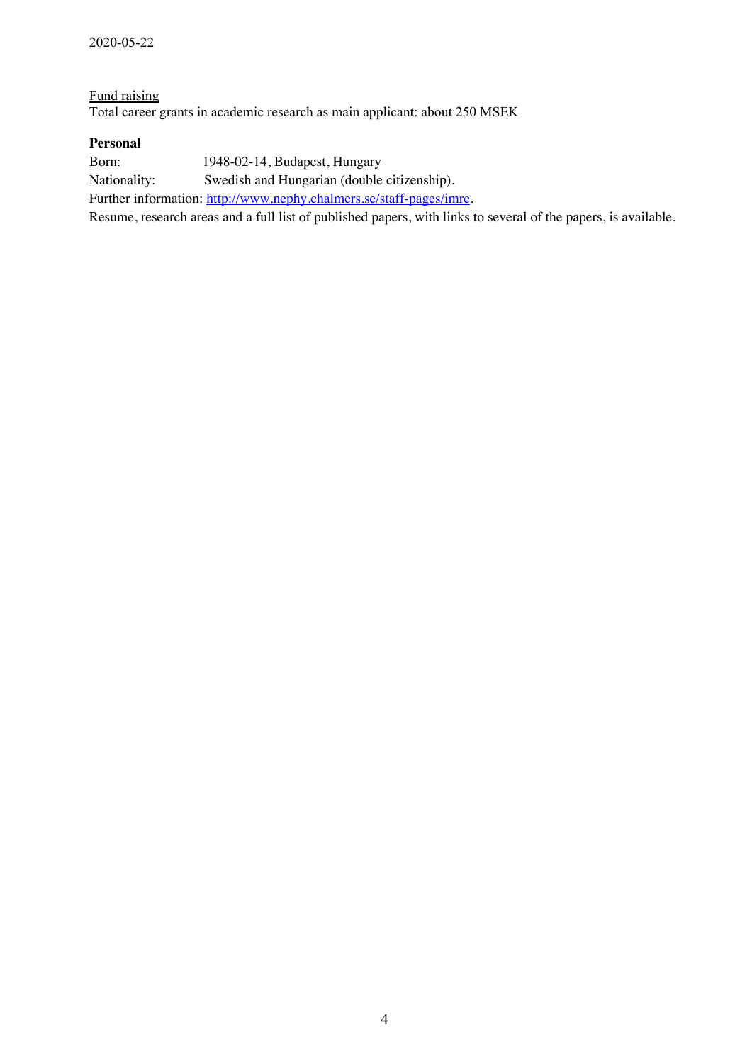2020-05-22

Fund raising

Total career grants in academic research as main applicant: about 250 MSEK

**Personal**

Born: 1948-02-14, Budapest, Hungary

Nationality: Swedish and Hungarian (double citizenship).

Further information: [http://www.nephy.chalmers.se/staff-pages/imre](http://www.nephy.chalmers.se/staff-pages/imre).

Resume, research areas and a full list of published papers, with links to several of the papers, is available.